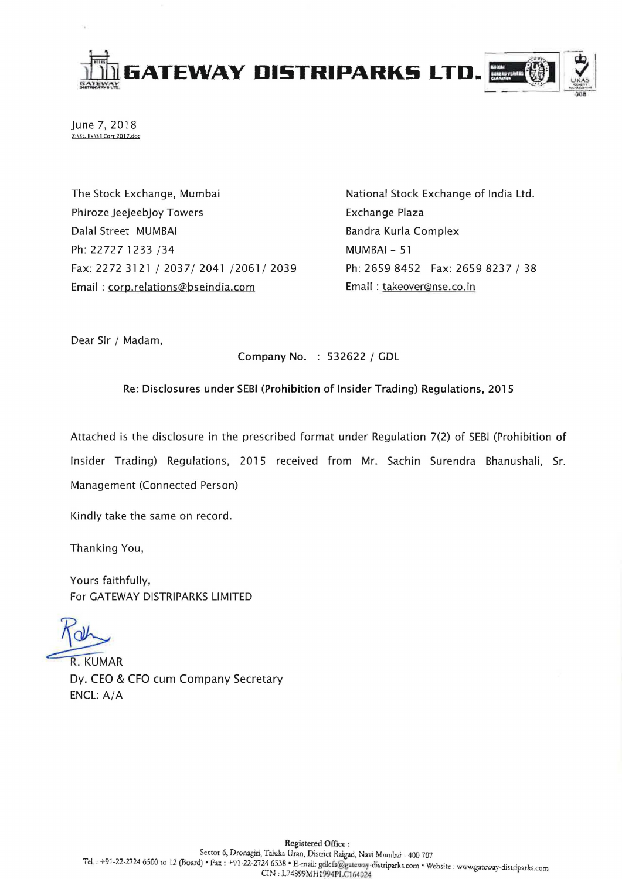# GATEWAY DISTRIPARKS LTD.

June 7, 2018
Z:\St. Ex\SE Corr 2017.doc

The Stock Exchange, Mumbai
Phiroze Jeejeebjoy Towers
Dalal Street MUMBAI
Ph: 22727 1233 /34
Fax: 2272 3121 / 2037/ 2041 /2061/ 2039
Email : corp.relations@bseindia.com

National Stock Exchange of India Ltd.
Exchange Plaza
Bandra Kurla Complex
MUMBAI – 51
Ph: 2659 8452 Fax: 2659 8237 / 38
Email : takeover@nse.co.in

Dear Sir / Madam,

**Company No. : 532622 / GDL**

**Re: Disclosures under SEBI (Prohibition of Insider Trading) Regulations, 2015**

Attached is the disclosure in the prescribed format under Regulation 7(2) of SEBI (Prohibition of Insider Trading) Regulations, 2015 received from Mr. Sachin Surendra Bhanushali, Sr. Management (Connected Person)

Kindly take the same on record.

Thanking You,

Yours faithfully,
For GATEWAY DISTRIPARKS LIMITED

R. KUMAR
Dy. CEO & CFO cum Company Secretary
ENCL: A/A

**Registered Office :**
Sector 6, Dronagiri, Taluka Uran, District Raigad, Navi Mumbai - 400 707
Tel. : +91-22-2724 6500 to 12 (Board) • Fax : +91-22-2724 6538 • E-mail: gdlcfs@gateway-distriparks.com • Website : www.gateway-distriparks.com
CIN : L74899MH1994PLC164024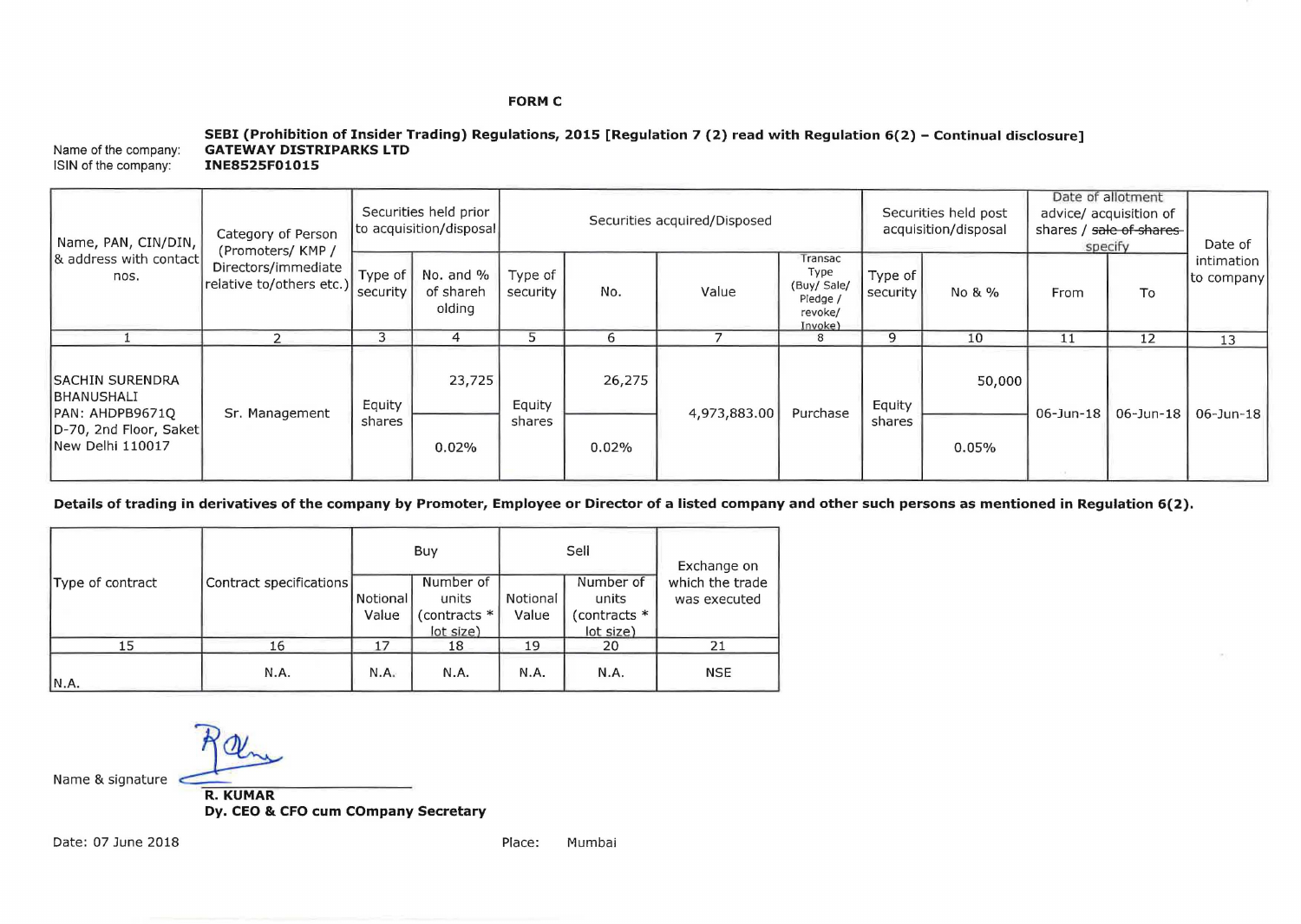**FORM C**

**SEBI (Prohibition of Insider Trading) Regulations, 2015 [Regulation 7 (2) read with Regulation 6(2) – Continual disclosure]**

Name of the company: **GATEWAY DISTRIPARKS LTD**
ISIN of the company: **INE8525F01015**

| Name, PAN, CIN/DIN, & address with contact nos. | Category of Person (Promoters/ KMP / Directors/immediate relative to/others etc.) | Securities held prior to acquisition/disposal | | Securities acquired/Disposed | | | | Securities held post acquisition/disposal | | Date of allotment advice/ acquisition of shares / ~~sale of shares~~ specify | | Date of intimation to company |
|---|---|---|---|---|---|---|---|---|---|---|---|---|
| | | Type of security | No. and % of shareholding | Type of security | No. | Value | Transac Type (Buy/ Sale/ Pledge / revoke/ Invoke) | Type of security | No & % | From | To | |
| 1 | 2 | 3 | 4 | 5 | 6 | 7 | 8 | 9 | 10 | 11 | 12 | 13 |
| SACHIN SURENDRA BHANUSHALI PAN: AHDPB9671Q D-70, 2nd Floor, Saket New Delhi 110017 | Sr. Management | Equity shares | 23,725 / 0.02% | Equity shares | 26,275 / 0.02% | 4,973,883.00 | Purchase | Equity shares | 50,000 / 0.05% | 06-Jun-18 | 06-Jun-18 | 06-Jun-18 |

**Details of trading in derivatives of the company by Promoter, Employee or Director of a listed company and other such persons as mentioned in Regulation 6(2).**

| Type of contract | Contract specifications | Buy | | Sell | | Exchange on which the trade was executed |
|---|---|---|---|---|---|---|
| | | Notional Value | Number of units (contracts * lot size) | Notional Value | Number of units (contracts * lot size) | |
| 15 | 16 | 17 | 18 | 19 | 20 | 21 |
| N.A. | N.A. | N.A. | N.A. | N.A. | N.A. | NSE |

Name & signature

**R. KUMAR**
**Dy. CEO & CFO cum COmpany Secretary**

Date: 07 June 2018

Place: Mumbai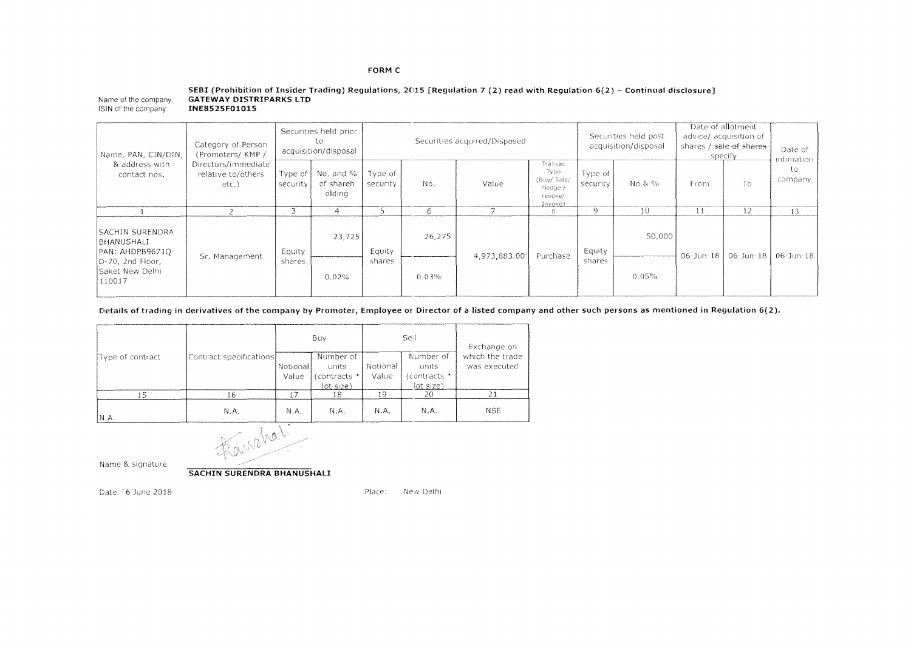**FORM C**

**SEBI (Prohibition of Insider Trading) Regulations, 2015 [Regulation 7 (2) read with Regulation 6(2) – Continual disclosure]**

Name of the company: **GATEWAY DISTRIPARKS LTD**
ISIN of the company: **INE852F01015**

| Name, PAN, CIN/DIN, & address with contact nos. | Category of Person (Promoters/ KMP / Directors/immediate relative to/others etc.) | Securities held prior to acquisition/disposal | | Securities acquired/Disposed | | | | Securities held post acquisition/disposal | | Date of allotment advice/ acquisition of shares / ~~sale of shares~~ specify | | Date of intimation to company |
|---|---|---|---|---|---|---|---|---|---|---|---|---|
| | | Type of security | No. and % of shareholding | Type of security | No. | Value | Transac Type (Buy/ Sale/ Pledge / revoke/ Invoke) | Type of security | No & % | From | To | |
| 1 | 2 | 3 | 4 | 5 | 6 | 7 | 8 | 9 | 10 | 11 | 12 | 13 |
| SACHIN SURENDRA BHANUSHALI PAN: AHDPB9671Q D-70, 2nd Floor, Saket New Delhi 110017 | Sr. Management | Equity shares | 23,725 0.02% | Equity shares | 26,275 0.03% | 4,973,883.00 | Purchase | Equity shares | 50,000 0.05% | 06-Jun-18 | 06-Jun-18 | 06-Jun-18 |

**Details of trading in derivatives of the company by Promoter, Employee or Director of a listed company and other such persons as mentioned in Regulation 6(2).**

| Type of contract | Contract specifications | Buy | | Sell | | Exchange on which the trade was executed |
|---|---|---|---|---|---|---|
| | | Notional Value | Number of units (contracts * lot size) | Notional Value | Number of units (contracts * lot size) | |
| 15 | 16 | 17 | 18 | 19 | 20 | 21 |
| N.A. | N.A. | N.A. | N.A. | N.A. | N.A. | NSE |

Name & signature

**SACHIN SURENDRA BHANUSHALI**

Date: 6 June 2018

Place: New Delhi